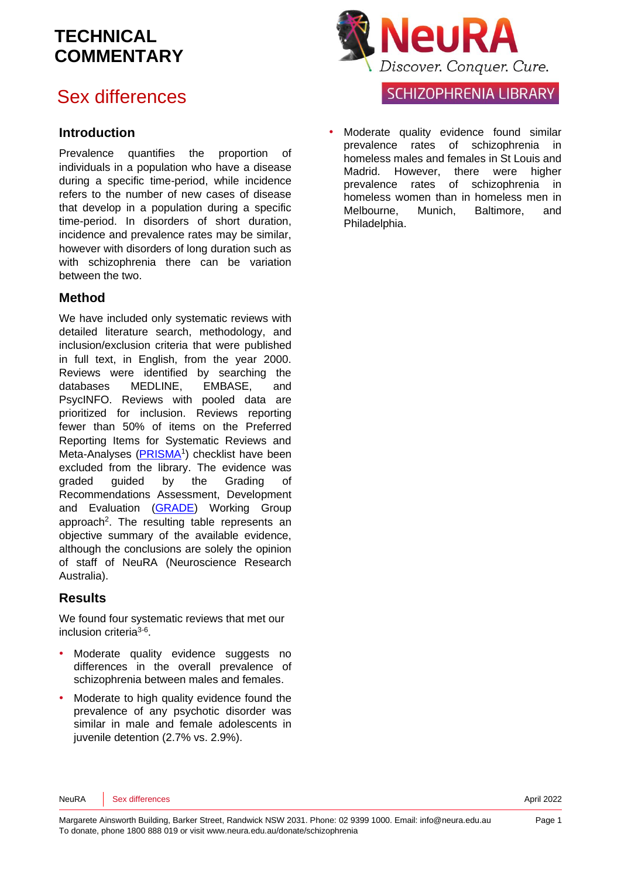# TECHNICAL COMMENTARY

# Sex differences

SCHIZOPHRENIA LIBRARY

## Introduction

Prevalence quantifies the proportion of individuals in a population who have a disease during a specific time-period, while incidence refers to the number of new cases of disease that develop in a population during a specific time-period. In disorders of short duration, incidence and prevalence rates may be similar, however with disorders of long duration such as with schizophrenia there can be variation between the two.

## Method

We have included only systematic reviews with detailed literature search, methodology, and inclusion/exclusion criteria that were published in full text, in English, from the year 2000. Reviews were identified by searching the databases MEDLINE, EMBASE, and PsycINFO. Reviews with pooled data are prioritized for inclusion. Reviews reporting fewer than 50% of items on the Preferred Reporting Items for Systematic Reviews and Meta-Analyses (PRISMA[1]) checklist have been excluded from the library. The evidence was graded guided by the Grading of Recommendations Assessment, Development and Evaluation (GRADE) Working Group approach[2]. The resulting table represents an objective summary of the available evidence, although the conclusions are solely the opinion of staff of NeuRA (Neuroscience Research Australia).

## Results

We found four systematic reviews that met our inclusion criteria[3-6].

- Moderate quality evidence suggests no differences in the overall prevalence of schizophrenia between males and females.
- Moderate to high quality evidence found the prevalence of any psychotic disorder was similar in male and female adolescents in juvenile detention (2.7% vs. 2.9%).
- Moderate quality evidence found similar prevalence rates of schizophrenia in homeless males and females in St Louis and Madrid. However, there were higher prevalence rates of schizophrenia in homeless women than in homeless men in Melbourne, Munich, Baltimore, and Philadelphia.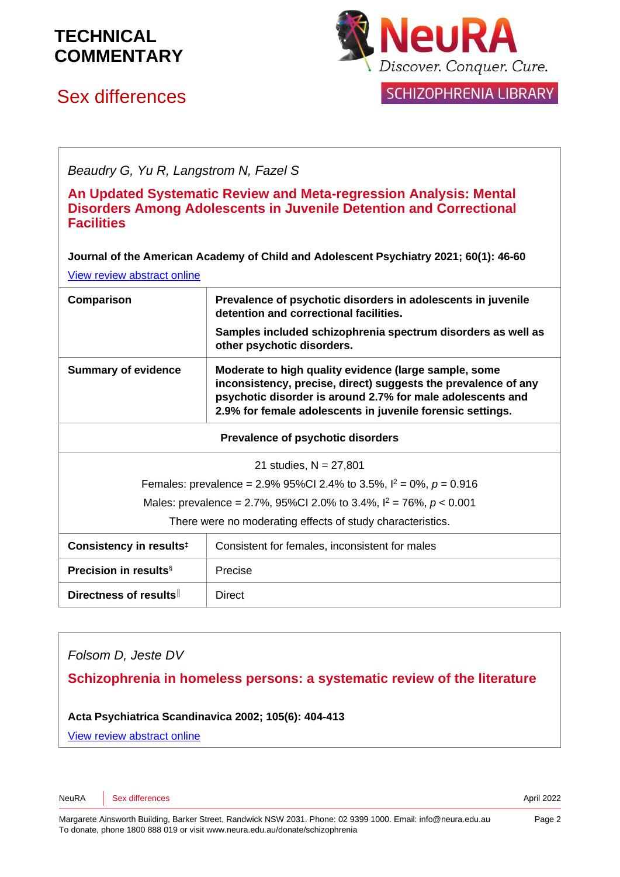*Beaudry G, Yu R, Langstrom N, Fazel S*

### An Updated Systematic Review and Meta-regression Analysis: Mental Disorders Among Adolescents in Juvenile Detention and Correctional Facilities

**Journal of the American Academy of Child and Adolescent Psychiatry 2021; 60(1): 46-60**

View review abstract online

| | |
|---|---|
| **Comparison** | **Prevalence of psychotic disorders in adolescents in juvenile detention and correctional facilities.** **Samples included schizophrenia spectrum disorders as well as other psychotic disorders.** |
| **Summary of evidence** | **Moderate to high quality evidence (large sample, some inconsistency, precise, direct) suggests the prevalence of any psychotic disorder is around 2.7% for male adolescents and 2.9% for female adolescents in juvenile forensic settings.** |
| **Prevalence of psychotic disorders** | |
| 21 studies, N = 27,801<br>Females: prevalence = 2.9% 95%CI 2.4% to 3.5%, $I^2$ = 0%, $p$ = 0.916<br>Males: prevalence = 2.7%, 95%CI 2.0% to 3.4%, $I^2$ = 76%, $p$ < 0.001<br>There were no moderating effects of study characteristics. | |
| **Consistency in results**‡ | Consistent for females, inconsistent for males |
| **Precision in results**§ | Precise |
| **Directness of results**‖ | Direct |

*Folsom D, Jeste DV*

### Schizophrenia in homeless persons: a systematic review of the literature

**Acta Psychiatrica Scandinavica 2002; 105(6): 404-413**

View review abstract online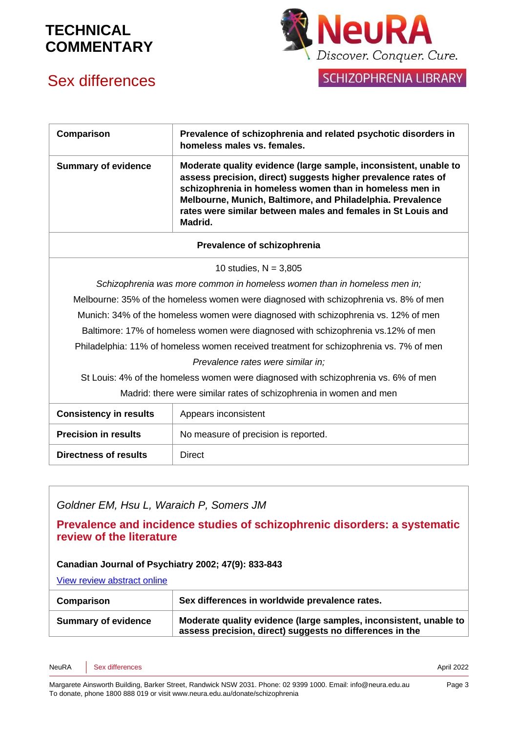| Comparison | Prevalence of schizophrenia and related psychotic disorders in homeless males vs. females. |
|---|---|
| **Summary of evidence** | **Moderate quality evidence (large sample, inconsistent, unable to assess precision, direct) suggests higher prevalence rates of schizophrenia in homeless women than in homeless men in Melbourne, Munich, Baltimore, and Philadelphia. Prevalence rates were similar between males and females in St Louis and Madrid.** |

| **Prevalence of schizophrenia** | |
|---|---|
| 10 studies, N = 3,805<br>*Schizophrenia was more common in homeless women than in homeless men in;*<br>Melbourne: 35% of the homeless women were diagnosed with schizophrenia vs. 8% of men<br>Munich: 34% of the homeless women were diagnosed with schizophrenia vs. 12% of men<br>Baltimore: 17% of homeless women were diagnosed with schizophrenia vs.12% of men<br>Philadelphia: 11% of homeless women received treatment for schizophrenia vs. 7% of men<br>*Prevalence rates were similar in;*<br>St Louis: 4% of the homeless women were diagnosed with schizophrenia vs. 6% of men<br>Madrid: there were similar rates of schizophrenia in women and men | |
| **Consistency in results** | Appears inconsistent |
| **Precision in results** | No measure of precision is reported. |
| **Directness of results** | Direct |

*Goldner EM, Hsu L, Waraich P, Somers JM*

## Prevalence and incidence studies of schizophrenic disorders: a systematic review of the literature

**Canadian Journal of Psychiatry 2002; 47(9): 833-843**

View review abstract online

| Comparison | Sex differences in worldwide prevalence rates. |
|---|---|
| **Summary of evidence** | **Moderate quality evidence (large samples, inconsistent, unable to assess precision, direct) suggests no differences in the** |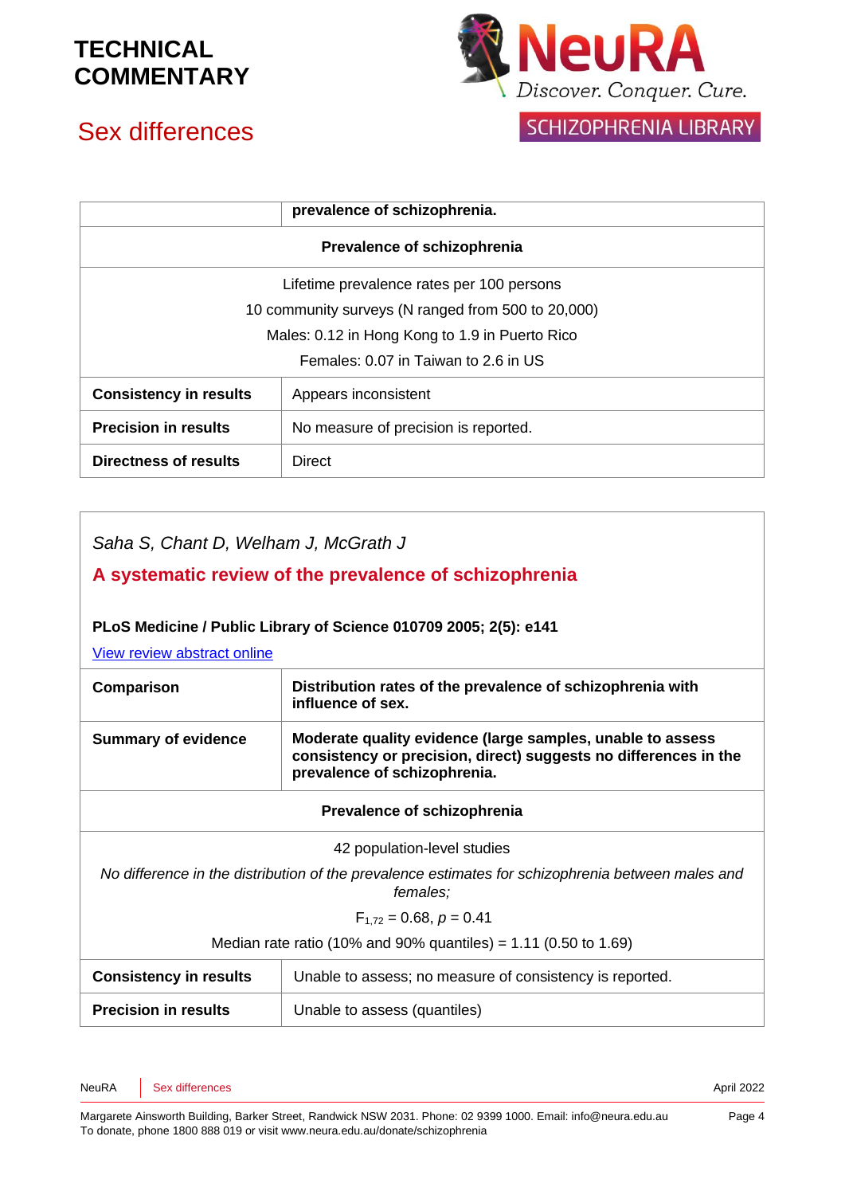| | prevalence of schizophrenia. |
|---|---|
| **Prevalence of schizophrenia** | |
| Lifetime prevalence rates per 100 persons<br>10 community surveys (N ranged from 500 to 20,000)<br>Males: 0.12 in Hong Kong to 1.9 in Puerto Rico<br>Females: 0.07 in Taiwan to 2.6 in US | |
| **Consistency in results** | Appears inconsistent |
| **Precision in results** | No measure of precision is reported. |
| **Directness of results** | Direct |

*Saha S, Chant D, Welham J, McGrath J*

## A systematic review of the prevalence of schizophrenia

**PLoS Medicine / Public Library of Science 010709 2005; 2(5): e141**

[View review abstract online]

| **Comparison** | **Distribution rates of the prevalence of schizophrenia with influence of sex.** |
|---|---|
| **Summary of evidence** | **Moderate quality evidence (large samples, unable to assess consistency or precision, direct) suggests no differences in the prevalence of schizophrenia.** |
| **Prevalence of schizophrenia** | |
| 42 population-level studies<br>*No difference in the distribution of the prevalence estimates for schizophrenia between males and females;*<br>$F_{1,72} = 0.68$, $p = 0.41$<br>Median rate ratio (10% and 90% quantiles) = 1.11 (0.50 to 1.69) | |
| **Consistency in results** | Unable to assess; no measure of consistency is reported. |
| **Precision in results** | Unable to assess (quantiles) |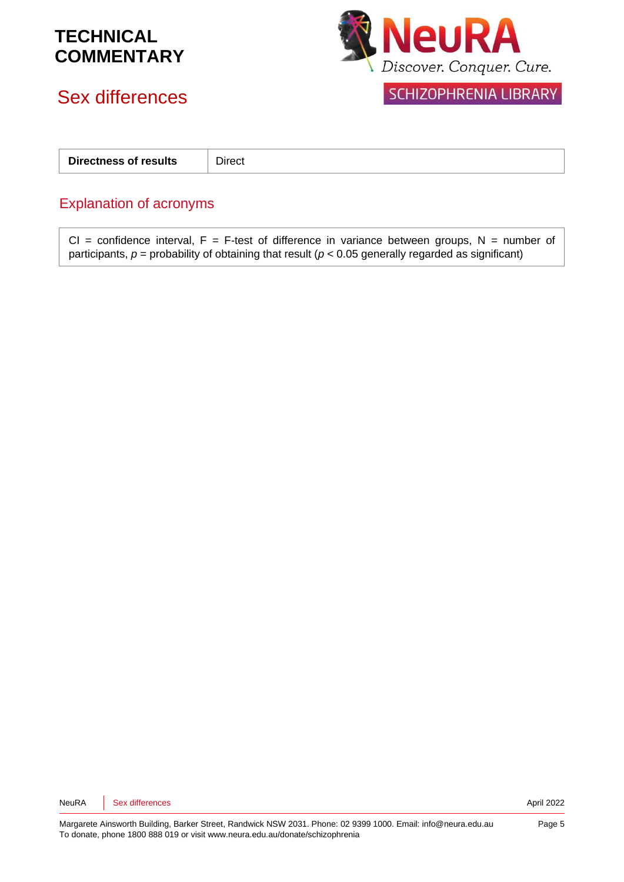| Directness of results | Direct |
|---|---|

## Explanation of acronyms

CI = confidence interval, F = F-test of difference in variance between groups, N = number of participants, *p* = probability of obtaining that result ($p < 0.05$ generally regarded as significant)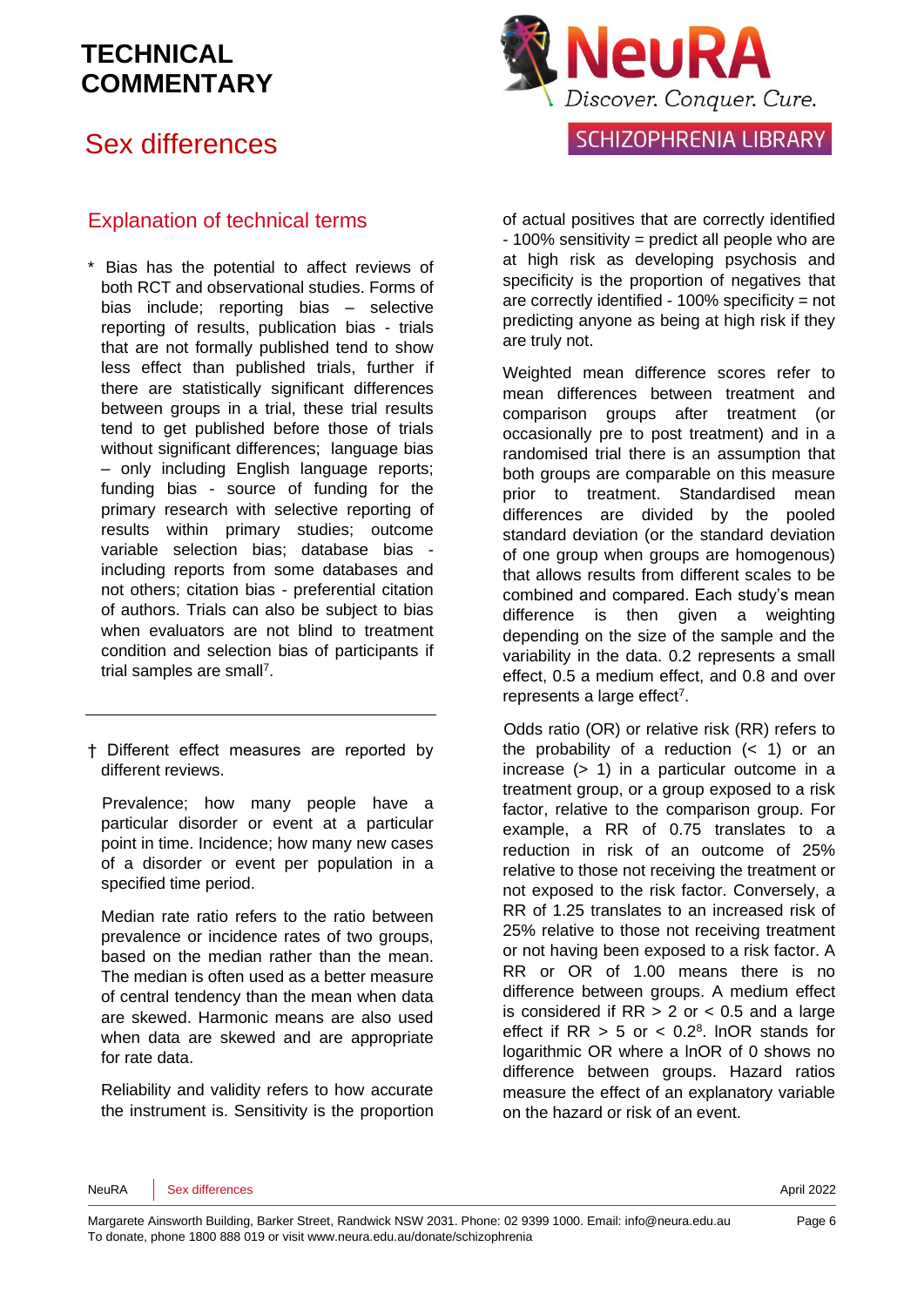## Explanation of technical terms

\* Bias has the potential to affect reviews of both RCT and observational studies. Forms of bias include; reporting bias – selective reporting of results, publication bias - trials that are not formally published tend to show less effect than published trials, further if there are statistically significant differences between groups in a trial, these trial results tend to get published before those of trials without significant differences; language bias – only including English language reports; funding bias - source of funding for the primary research with selective reporting of results within primary studies; outcome variable selection bias; database bias - including reports from some databases and not others; citation bias - preferential citation of authors. Trials can also be subject to bias when evaluators are not blind to treatment condition and selection bias of participants if trial samples are small[7].

---

† Different effect measures are reported by different reviews.

Prevalence; how many people have a particular disorder or event at a particular point in time. Incidence; how many new cases of a disorder or event per population in a specified time period.

Median rate ratio refers to the ratio between prevalence or incidence rates of two groups, based on the median rather than the mean. The median is often used as a better measure of central tendency than the mean when data are skewed. Harmonic means are also used when data are skewed and are appropriate for rate data.

Reliability and validity refers to how accurate the instrument is. Sensitivity is the proportion of actual positives that are correctly identified - 100% sensitivity = predict all people who are at high risk as developing psychosis and specificity is the proportion of negatives that are correctly identified - 100% specificity = not predicting anyone as being at high risk if they are truly not.

Weighted mean difference scores refer to mean differences between treatment and comparison groups after treatment (or occasionally pre to post treatment) and in a randomised trial there is an assumption that both groups are comparable on this measure prior to treatment. Standardised mean differences are divided by the pooled standard deviation (or the standard deviation of one group when groups are homogenous) that allows results from different scales to be combined and compared. Each study's mean difference is then given a weighting depending on the size of the sample and the variability in the data. 0.2 represents a small effect, 0.5 a medium effect, and 0.8 and over represents a large effect[7].

Odds ratio (OR) or relative risk (RR) refers to the probability of a reduction (< 1) or an increase (> 1) in a particular outcome in a treatment group, or a group exposed to a risk factor, relative to the comparison group. For example, a RR of 0.75 translates to a reduction in risk of an outcome of 25% relative to those not receiving the treatment or not exposed to the risk factor. Conversely, a RR of 1.25 translates to an increased risk of 25% relative to those not receiving treatment or not having been exposed to a risk factor. A RR or OR of 1.00 means there is no difference between groups. A medium effect is considered if RR > 2 or < 0.5 and a large effect if RR > 5 or < 0.2[8]. lnOR stands for logarithmic OR where a lnOR of 0 shows no difference between groups. Hazard ratios measure the effect of an explanatory variable on the hazard or risk of an event.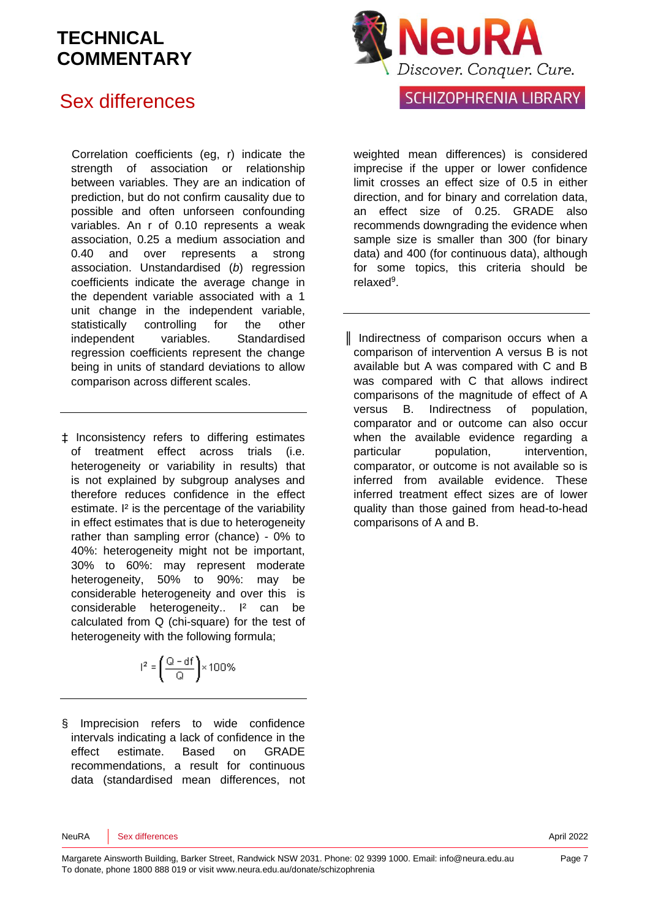Correlation coefficients (eg, r) indicate the strength of association or relationship between variables. They are an indication of prediction, but do not confirm causality due to possible and often unforseen confounding variables. An r of 0.10 represents a weak association, 0.25 a medium association and 0.40 and over represents a strong association. Unstandardised (*b*) regression coefficients indicate the average change in the dependent variable associated with a 1 unit change in the independent variable, statistically controlling for the other independent variables. Standardised regression coefficients represent the change being in units of standard deviations to allow comparison across different scales.

---

‡ Inconsistency refers to differing estimates of treatment effect across trials (i.e. heterogeneity or variability in results) that is not explained by subgroup analyses and therefore reduces confidence in the effect estimate. $I^2$ is the percentage of the variability in effect estimates that is due to heterogeneity rather than sampling error (chance) - 0% to 40%: heterogeneity might not be important, 30% to 60%: may represent moderate heterogeneity, 50% to 90%: may be considerable heterogeneity and over this is considerable heterogeneity.. $I^2$ can be calculated from Q (chi-square) for the test of heterogeneity with the following formula;

$$I^2 = \left(\frac{Q - df}{Q}\right) \times 100\%$$

---

§ Imprecision refers to wide confidence intervals indicating a lack of confidence in the effect estimate. Based on GRADE recommendations, a result for continuous data (standardised mean differences, not weighted mean differences) is considered imprecise if the upper or lower confidence limit crosses an effect size of 0.5 in either direction, and for binary and correlation data, an effect size of 0.25. GRADE also recommends downgrading the evidence when sample size is smaller than 300 (for binary data) and 400 (for continuous data), although for some topics, this criteria should be relaxed[9].

---

‖ Indirectness of comparison occurs when a comparison of intervention A versus B is not available but A was compared with C and B was compared with C that allows indirect comparisons of the magnitude of effect of A versus B. Indirectness of population, comparator and or outcome can also occur when the available evidence regarding a particular population, intervention, comparator, or outcome is not available so is inferred from available evidence. These inferred treatment effect sizes are of lower quality than those gained from head-to-head comparisons of A and B.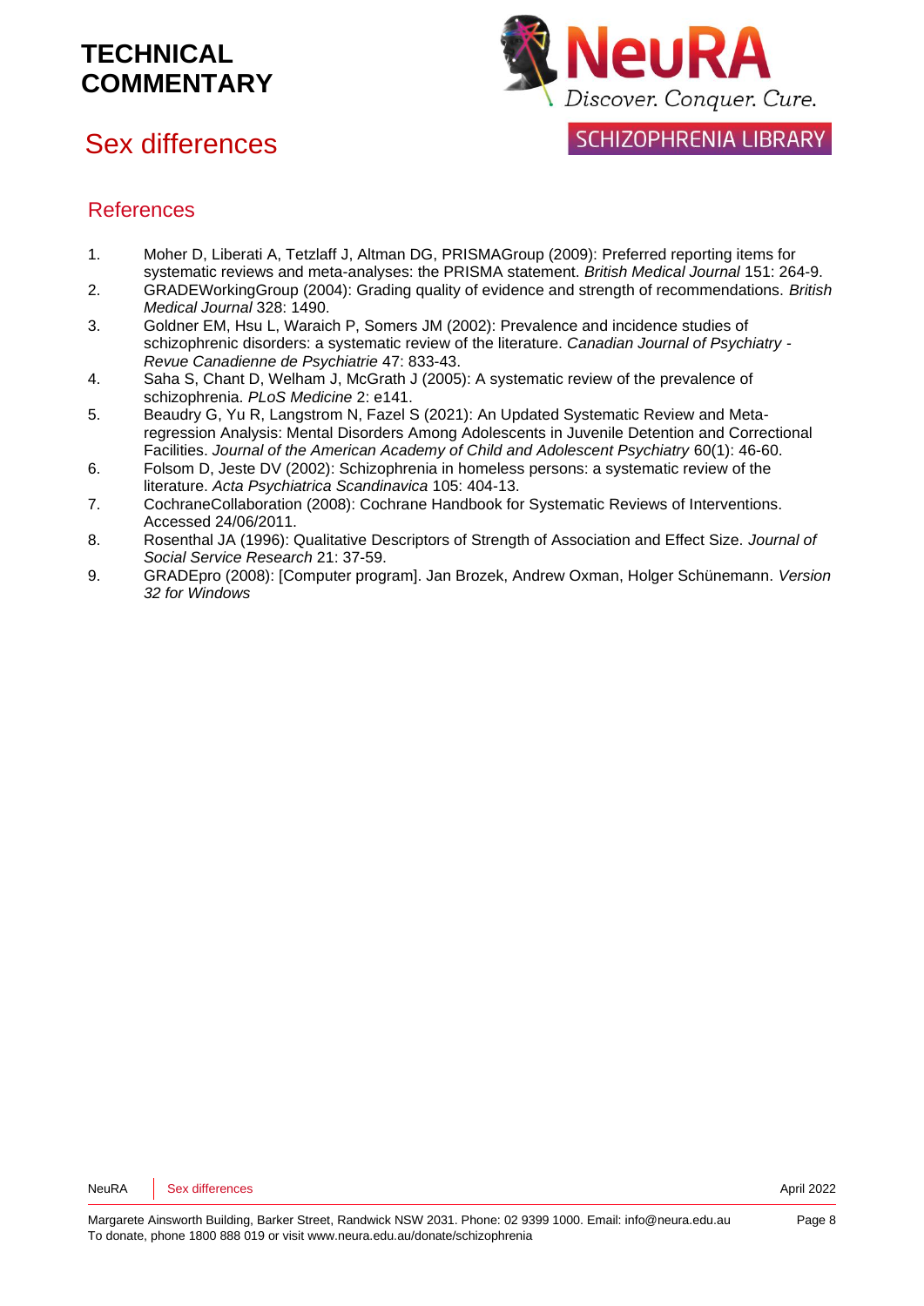# References

1. Moher D, Liberati A, Tetzlaff J, Altman DG, PRISMAGroup (2009): Preferred reporting items for systematic reviews and meta-analyses: the PRISMA statement. *British Medical Journal* 151: 264-9.
2. GRADEWorkingGroup (2004): Grading quality of evidence and strength of recommendations. *British Medical Journal* 328: 1490.
3. Goldner EM, Hsu L, Waraich P, Somers JM (2002): Prevalence and incidence studies of schizophrenic disorders: a systematic review of the literature. *Canadian Journal of Psychiatry - Revue Canadienne de Psychiatrie* 47: 833-43.
4. Saha S, Chant D, Welham J, McGrath J (2005): A systematic review of the prevalence of schizophrenia. *PLoS Medicine* 2: e141.
5. Beaudry G, Yu R, Langstrom N, Fazel S (2021): An Updated Systematic Review and Meta-regression Analysis: Mental Disorders Among Adolescents in Juvenile Detention and Correctional Facilities. *Journal of the American Academy of Child and Adolescent Psychiatry* 60(1): 46-60.
6. Folsom D, Jeste DV (2002): Schizophrenia in homeless persons: a systematic review of the literature. *Acta Psychiatrica Scandinavica* 105: 404-13.
7. CochraneCollaboration (2008): Cochrane Handbook for Systematic Reviews of Interventions. Accessed 24/06/2011.
8. Rosenthal JA (1996): Qualitative Descriptors of Strength of Association and Effect Size. *Journal of Social Service Research* 21: 37-59.
9. GRADEpro (2008): [Computer program]. Jan Brozek, Andrew Oxman, Holger Schünemann. *Version 32 for Windows*